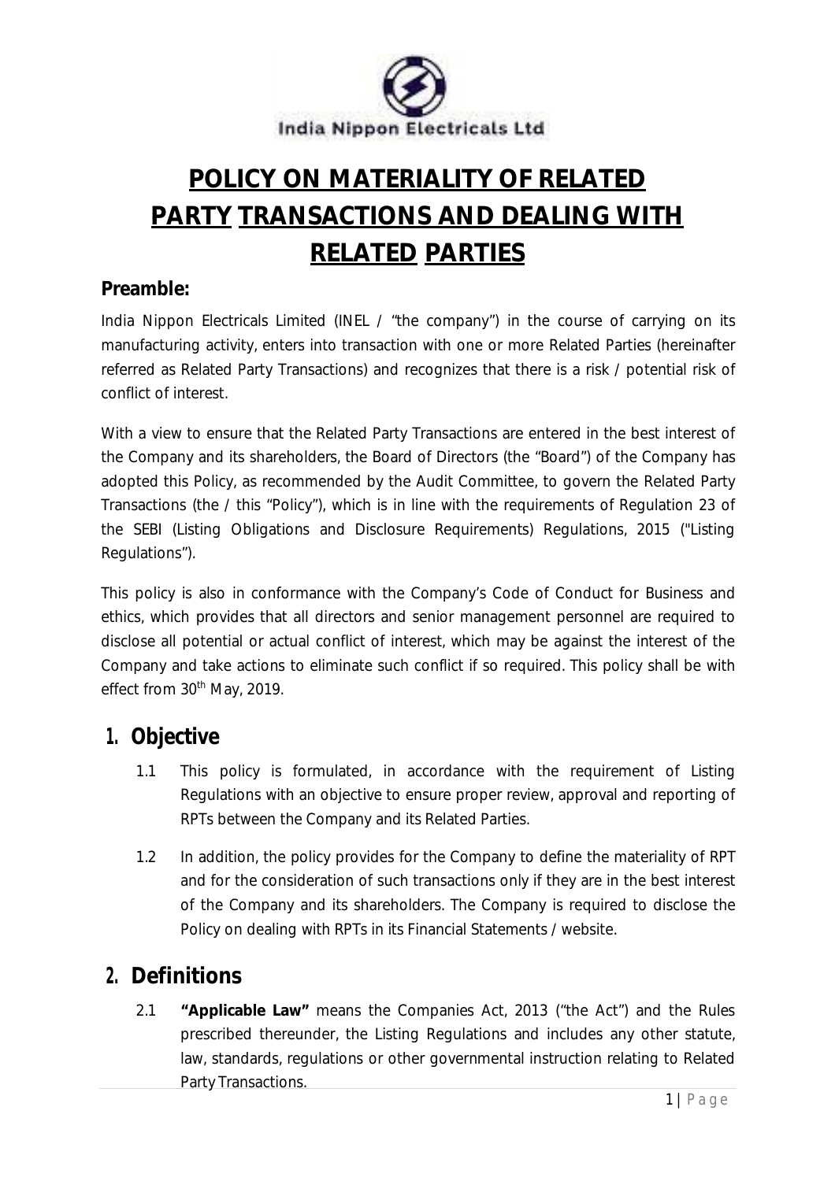India Nippon Electricals Ltd

# POLICY ON MATERIALITY OF RELATED PARTY TRANSACTIONS AND DEALING WITH RELATED PARTIES

## Preamble:

India Nippon Electricals Limited (INEL / "the company") in the course of carrying on its manufacturing activity, enters into transaction with one or more Related Parties (hereinafter referred as Related Party Transactions) and recognizes that there is a risk / potential risk of conflict of interest.

With a view to ensure that the Related Party Transactions are entered in the best interest of the Company and its shareholders, the Board of Directors (the "Board") of the Company has adopted this Policy, as recommended by the Audit Committee, to govern the Related Party Transactions (the / this "Policy"), which is in line with the requirements of Regulation 23 of the SEBI (Listing Obligations and Disclosure Requirements) Regulations, 2015 ("Listing Regulations").

This policy is also in conformance with the Company's Code of Conduct for Business and ethics, which provides that all directors and senior management personnel are required to disclose all potential or actual conflict of interest, which may be against the interest of the Company and take actions to eliminate such conflict if so required. This policy shall be with effect from 30th May, 2019.

## 1. Objective

1.1 This policy is formulated, in accordance with the requirement of Listing Regulations with an objective to ensure proper review, approval and reporting of RPTs between the Company and its Related Parties.

1.2 In addition, the policy provides for the Company to define the materiality of RPT and for the consideration of such transactions only if they are in the best interest of the Company and its shareholders. The Company is required to disclose the Policy on dealing with RPTs in its Financial Statements / website.

## 2. Definitions

2.1 **"Applicable Law"** means the Companies Act, 2013 ("the Act") and the Rules prescribed thereunder, the Listing Regulations and includes any other statute, law, standards, regulations or other governmental instruction relating to Related Party Transactions.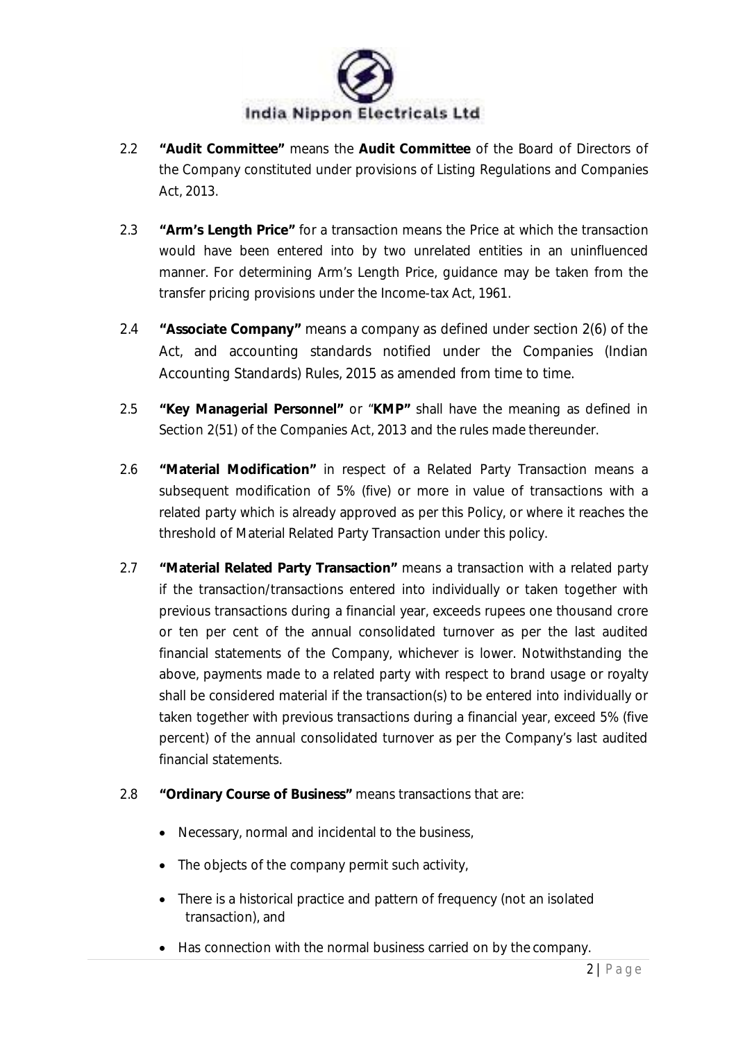2.2 **"Audit Committee"** means the **Audit Committee** of the Board of Directors of the Company constituted under provisions of Listing Regulations and Companies Act, 2013.

2.3 **"Arm's Length Price"** for a transaction means the Price at which the transaction would have been entered into by two unrelated entities in an uninfluenced manner. For determining Arm's Length Price, guidance may be taken from the transfer pricing provisions under the Income-tax Act, 1961.

2.4 **"Associate Company"** means a company as defined under section 2(6) of the Act, and accounting standards notified under the Companies (Indian Accounting Standards) Rules, 2015 as amended from time to time.

2.5 **"Key Managerial Personnel"** or "**KMP"** shall have the meaning as defined in Section 2(51) of the Companies Act, 2013 and the rules made thereunder.

2.6 **"Material Modification"** in respect of a Related Party Transaction means a subsequent modification of 5% (five) or more in value of transactions with a related party which is already approved as per this Policy, or where it reaches the threshold of Material Related Party Transaction under this policy.

2.7 **"Material Related Party Transaction"** means a transaction with a related party if the transaction/transactions entered into individually or taken together with previous transactions during a financial year, exceeds rupees one thousand crore or ten per cent of the annual consolidated turnover as per the last audited financial statements of the Company, whichever is lower. Notwithstanding the above, payments made to a related party with respect to brand usage or royalty shall be considered material if the transaction(s) to be entered into individually or taken together with previous transactions during a financial year, exceed 5% (five percent) of the annual consolidated turnover as per the Company's last audited financial statements.

2.8 **"Ordinary Course of Business"** means transactions that are:

- Necessary, normal and incidental to the business,
- The objects of the company permit such activity,
- There is a historical practice and pattern of frequency (not an isolated transaction), and
- Has connection with the normal business carried on by the company.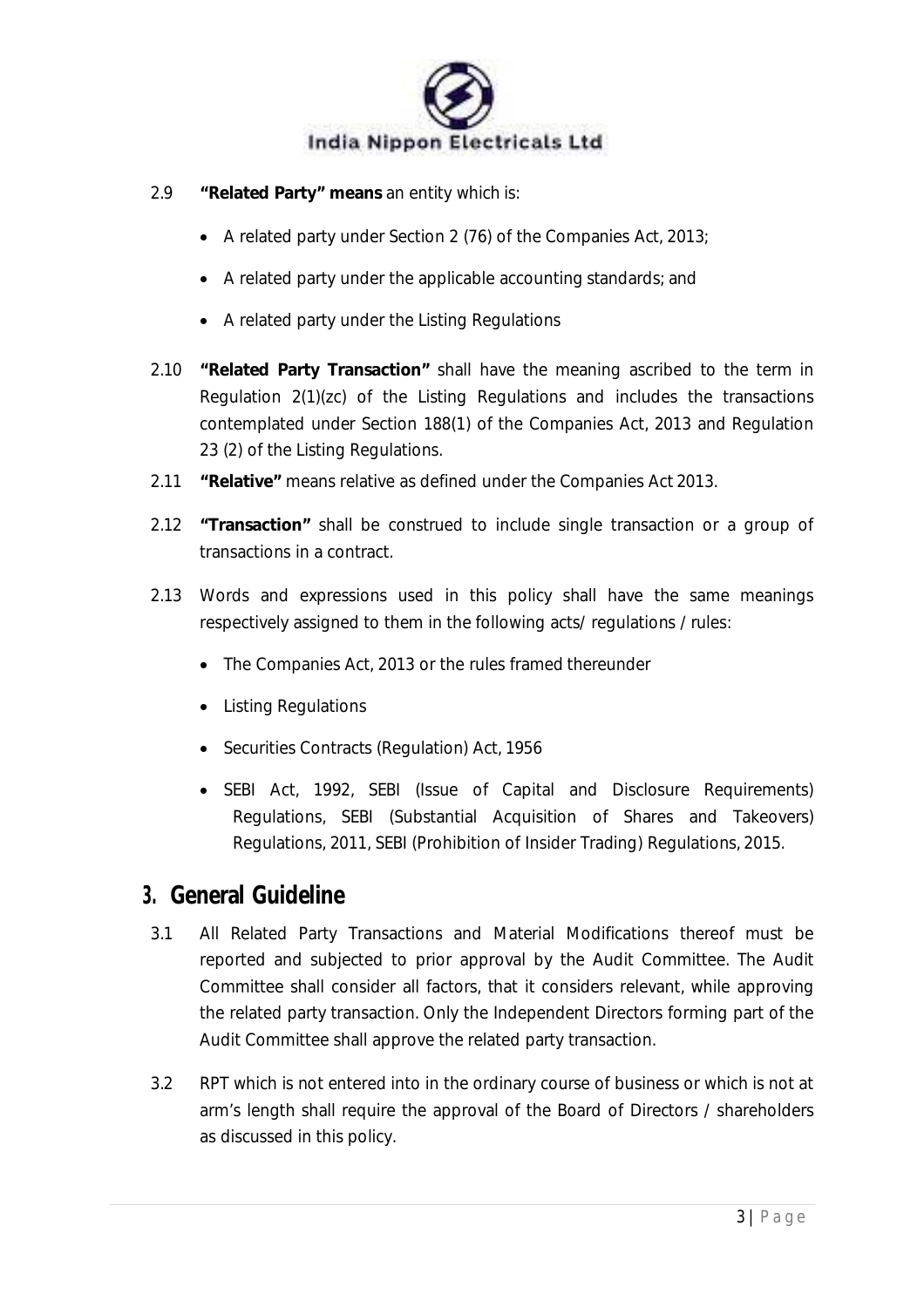2.9 **"Related Party" means** an entity which is:

- A related party under Section 2 (76) of the Companies Act, 2013;
- A related party under the applicable accounting standards; and
- A related party under the Listing Regulations

2.10 **"Related Party Transaction"** shall have the meaning ascribed to the term in Regulation 2(1)(zc) of the Listing Regulations and includes the transactions contemplated under Section 188(1) of the Companies Act, 2013 and Regulation 23 (2) of the Listing Regulations.

2.11 **"Relative"** means relative as defined under the Companies Act 2013.

2.12 **"Transaction"** shall be construed to include single transaction or a group of transactions in a contract.

2.13 Words and expressions used in this policy shall have the same meanings respectively assigned to them in the following acts/ regulations / rules:

- The Companies Act, 2013 or the rules framed thereunder
- Listing Regulations
- Securities Contracts (Regulation) Act, 1956
- SEBI Act, 1992, SEBI (Issue of Capital and Disclosure Requirements) Regulations, SEBI (Substantial Acquisition of Shares and Takeovers) Regulations, 2011, SEBI (Prohibition of Insider Trading) Regulations, 2015.

## 3. General Guideline

3.1 All Related Party Transactions and Material Modifications thereof must be reported and subjected to prior approval by the Audit Committee. The Audit Committee shall consider all factors, that it considers relevant, while approving the related party transaction. Only the Independent Directors forming part of the Audit Committee shall approve the related party transaction.

3.2 RPT which is not entered into in the ordinary course of business or which is not at arm's length shall require the approval of the Board of Directors / shareholders as discussed in this policy.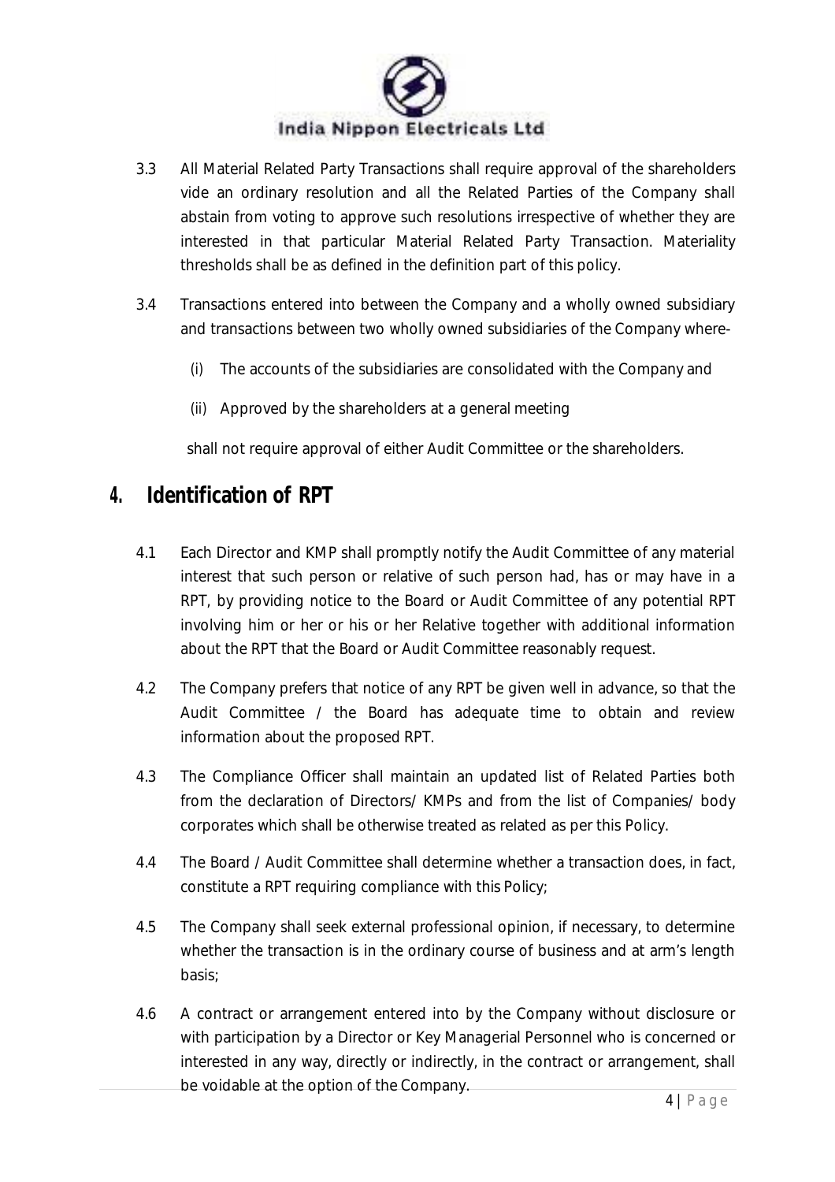3.3 All Material Related Party Transactions shall require approval of the shareholders vide an ordinary resolution and all the Related Parties of the Company shall abstain from voting to approve such resolutions irrespective of whether they are interested in that particular Material Related Party Transaction. Materiality thresholds shall be as defined in the definition part of this policy.

3.4 Transactions entered into between the Company and a wholly owned subsidiary and transactions between two wholly owned subsidiaries of the Company where-

(i) The accounts of the subsidiaries are consolidated with the Company and

(ii) Approved by the shareholders at a general meeting

shall not require approval of either Audit Committee or the shareholders.

## 4. Identification of RPT

4.1 Each Director and KMP shall promptly notify the Audit Committee of any material interest that such person or relative of such person had, has or may have in a RPT, by providing notice to the Board or Audit Committee of any potential RPT involving him or her or his or her Relative together with additional information about the RPT that the Board or Audit Committee reasonably request.

4.2 The Company prefers that notice of any RPT be given well in advance, so that the Audit Committee / the Board has adequate time to obtain and review information about the proposed RPT.

4.3 The Compliance Officer shall maintain an updated list of Related Parties both from the declaration of Directors/ KMPs and from the list of Companies/ body corporates which shall be otherwise treated as related as per this Policy.

4.4 The Board / Audit Committee shall determine whether a transaction does, in fact, constitute a RPT requiring compliance with this Policy;

4.5 The Company shall seek external professional opinion, if necessary, to determine whether the transaction is in the ordinary course of business and at arm's length basis;

4.6 A contract or arrangement entered into by the Company without disclosure or with participation by a Director or Key Managerial Personnel who is concerned or interested in any way, directly or indirectly, in the contract or arrangement, shall be voidable at the option of the Company.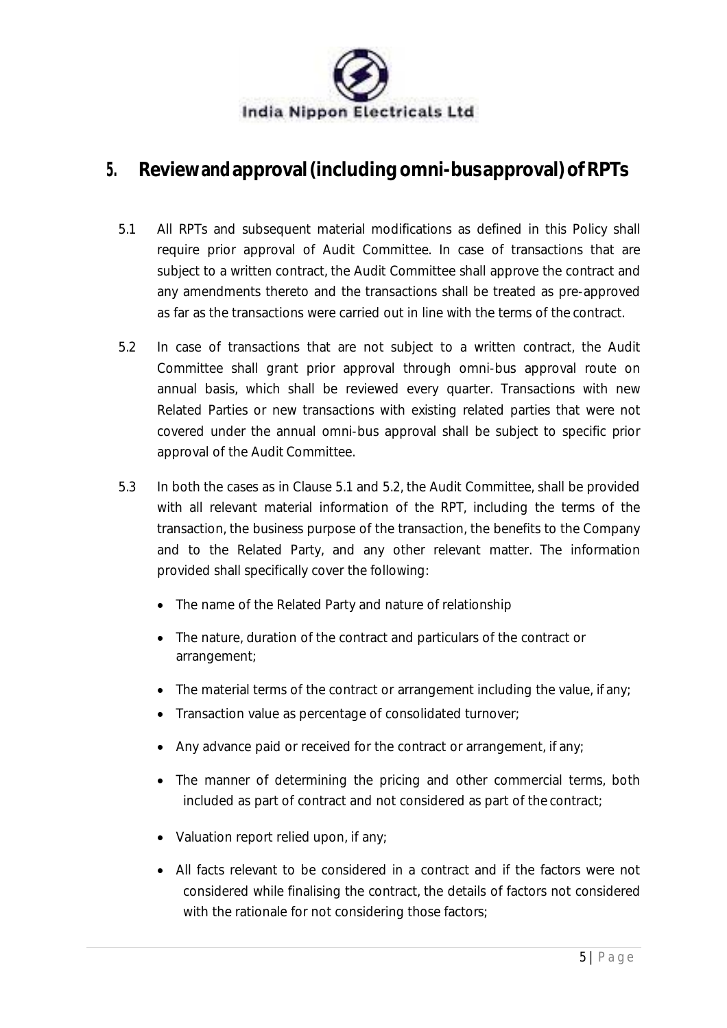## 5. Review and approval (including omni-bus approval) of RPTs

5.1 All RPTs and subsequent material modifications as defined in this Policy shall require prior approval of Audit Committee. In case of transactions that are subject to a written contract, the Audit Committee shall approve the contract and any amendments thereto and the transactions shall be treated as pre-approved as far as the transactions were carried out in line with the terms of the contract.

5.2 In case of transactions that are not subject to a written contract, the Audit Committee shall grant prior approval through omni-bus approval route on annual basis, which shall be reviewed every quarter. Transactions with new Related Parties or new transactions with existing related parties that were not covered under the annual omni-bus approval shall be subject to specific prior approval of the Audit Committee.

5.3 In both the cases as in Clause 5.1 and 5.2, the Audit Committee, shall be provided with all relevant material information of the RPT, including the terms of the transaction, the business purpose of the transaction, the benefits to the Company and to the Related Party, and any other relevant matter. The information provided shall specifically cover the following:

- The name of the Related Party and nature of relationship
- The nature, duration of the contract and particulars of the contract or arrangement;
- The material terms of the contract or arrangement including the value, if any;
- Transaction value as percentage of consolidated turnover;
- Any advance paid or received for the contract or arrangement, if any;
- The manner of determining the pricing and other commercial terms, both included as part of contract and not considered as part of the contract;
- Valuation report relied upon, if any;
- All facts relevant to be considered in a contract and if the factors were not considered while finalising the contract, the details of factors not considered with the rationale for not considering those factors;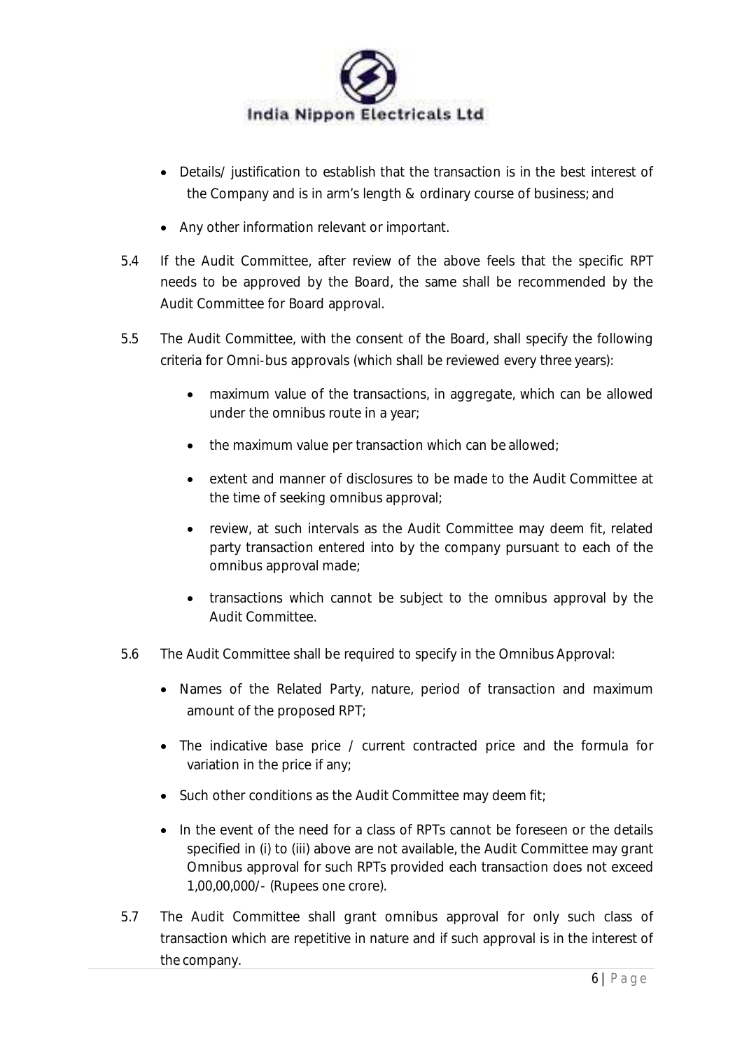- Details/ justification to establish that the transaction is in the best interest of the Company and is in arm's length & ordinary course of business; and
- Any other information relevant or important.

5.4 If the Audit Committee, after review of the above feels that the specific RPT needs to be approved by the Board, the same shall be recommended by the Audit Committee for Board approval.

5.5 The Audit Committee, with the consent of the Board, shall specify the following criteria for Omni-bus approvals (which shall be reviewed every three years):

- maximum value of the transactions, in aggregate, which can be allowed under the omnibus route in a year;
- the maximum value per transaction which can be allowed;
- extent and manner of disclosures to be made to the Audit Committee at the time of seeking omnibus approval;
- review, at such intervals as the Audit Committee may deem fit, related party transaction entered into by the company pursuant to each of the omnibus approval made;
- transactions which cannot be subject to the omnibus approval by the Audit Committee.

5.6 The Audit Committee shall be required to specify in the Omnibus Approval:

- Names of the Related Party, nature, period of transaction and maximum amount of the proposed RPT;
- The indicative base price / current contracted price and the formula for variation in the price if any;
- Such other conditions as the Audit Committee may deem fit;
- In the event of the need for a class of RPTs cannot be foreseen or the details specified in (i) to (iii) above are not available, the Audit Committee may grant Omnibus approval for such RPTs provided each transaction does not exceed 1,00,00,000/- (Rupees one crore).

5.7 The Audit Committee shall grant omnibus approval for only such class of transaction which are repetitive in nature and if such approval is in the interest of the company.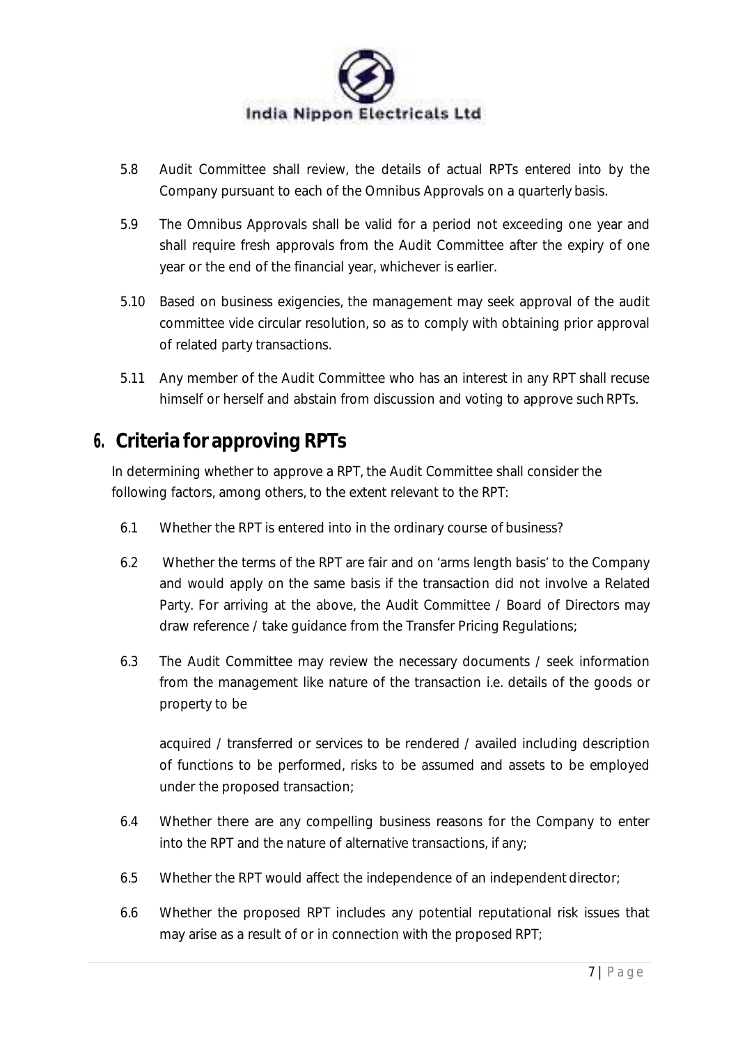5.8 Audit Committee shall review, the details of actual RPTs entered into by the Company pursuant to each of the Omnibus Approvals on a quarterly basis.

5.9 The Omnibus Approvals shall be valid for a period not exceeding one year and shall require fresh approvals from the Audit Committee after the expiry of one year or the end of the financial year, whichever is earlier.

5.10 Based on business exigencies, the management may seek approval of the audit committee vide circular resolution, so as to comply with obtaining prior approval of related party transactions.

5.11 Any member of the Audit Committee who has an interest in any RPT shall recuse himself or herself and abstain from discussion and voting to approve such RPTs.

## 6. Criteria for approving RPTs

In determining whether to approve a RPT, the Audit Committee shall consider the following factors, among others, to the extent relevant to the RPT:

6.1 Whether the RPT is entered into in the ordinary course of business?

6.2 Whether the terms of the RPT are fair and on 'arms length basis' to the Company and would apply on the same basis if the transaction did not involve a Related Party. For arriving at the above, the Audit Committee / Board of Directors may draw reference / take guidance from the Transfer Pricing Regulations;

6.3 The Audit Committee may review the necessary documents / seek information from the management like nature of the transaction i.e. details of the goods or property to be acquired / transferred or services to be rendered / availed including description of functions to be performed, risks to be assumed and assets to be employed under the proposed transaction;

6.4 Whether there are any compelling business reasons for the Company to enter into the RPT and the nature of alternative transactions, if any;

6.5 Whether the RPT would affect the independence of an independent director;

6.6 Whether the proposed RPT includes any potential reputational risk issues that may arise as a result of or in connection with the proposed RPT;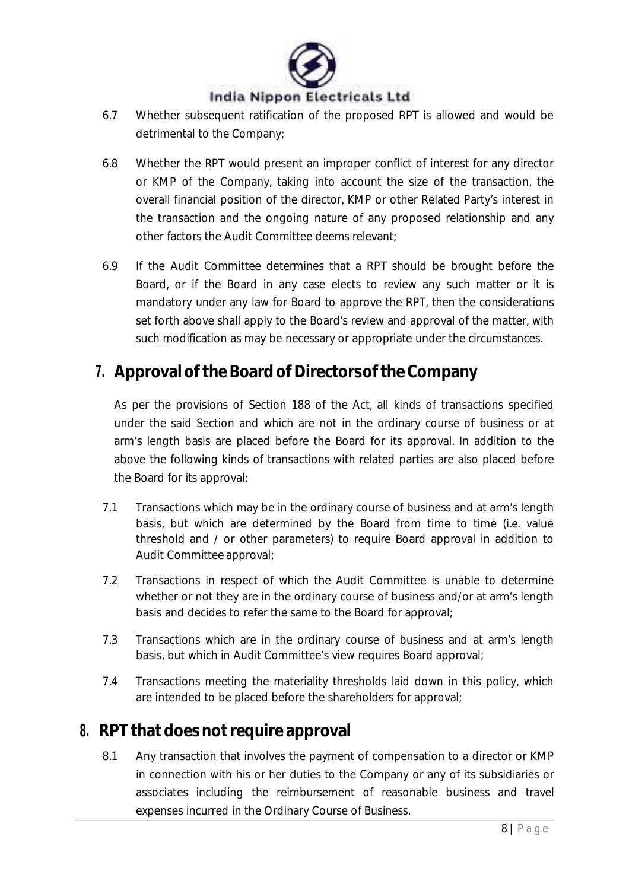6.7 Whether subsequent ratification of the proposed RPT is allowed and would be detrimental to the Company;

6.8 Whether the RPT would present an improper conflict of interest for any director or KMP of the Company, taking into account the size of the transaction, the overall financial position of the director, KMP or other Related Party's interest in the transaction and the ongoing nature of any proposed relationship and any other factors the Audit Committee deems relevant;

6.9 If the Audit Committee determines that a RPT should be brought before the Board, or if the Board in any case elects to review any such matter or it is mandatory under any law for Board to approve the RPT, then the considerations set forth above shall apply to the Board's review and approval of the matter, with such modification as may be necessary or appropriate under the circumstances.

## 7. Approval of the Board of Directors of the Company

As per the provisions of Section 188 of the Act, all kinds of transactions specified under the said Section and which are not in the ordinary course of business or at arm's length basis are placed before the Board for its approval. In addition to the above the following kinds of transactions with related parties are also placed before the Board for its approval:

7.1 Transactions which may be in the ordinary course of business and at arm's length basis, but which are determined by the Board from time to time (i.e. value threshold and / or other parameters) to require Board approval in addition to Audit Committee approval;

7.2 Transactions in respect of which the Audit Committee is unable to determine whether or not they are in the ordinary course of business and/or at arm's length basis and decides to refer the same to the Board for approval;

7.3 Transactions which are in the ordinary course of business and at arm's length basis, but which in Audit Committee's view requires Board approval;

7.4 Transactions meeting the materiality thresholds laid down in this policy, which are intended to be placed before the shareholders for approval;

## 8. RPT that does not require approval

8.1 Any transaction that involves the payment of compensation to a director or KMP in connection with his or her duties to the Company or any of its subsidiaries or associates including the reimbursement of reasonable business and travel expenses incurred in the Ordinary Course of Business.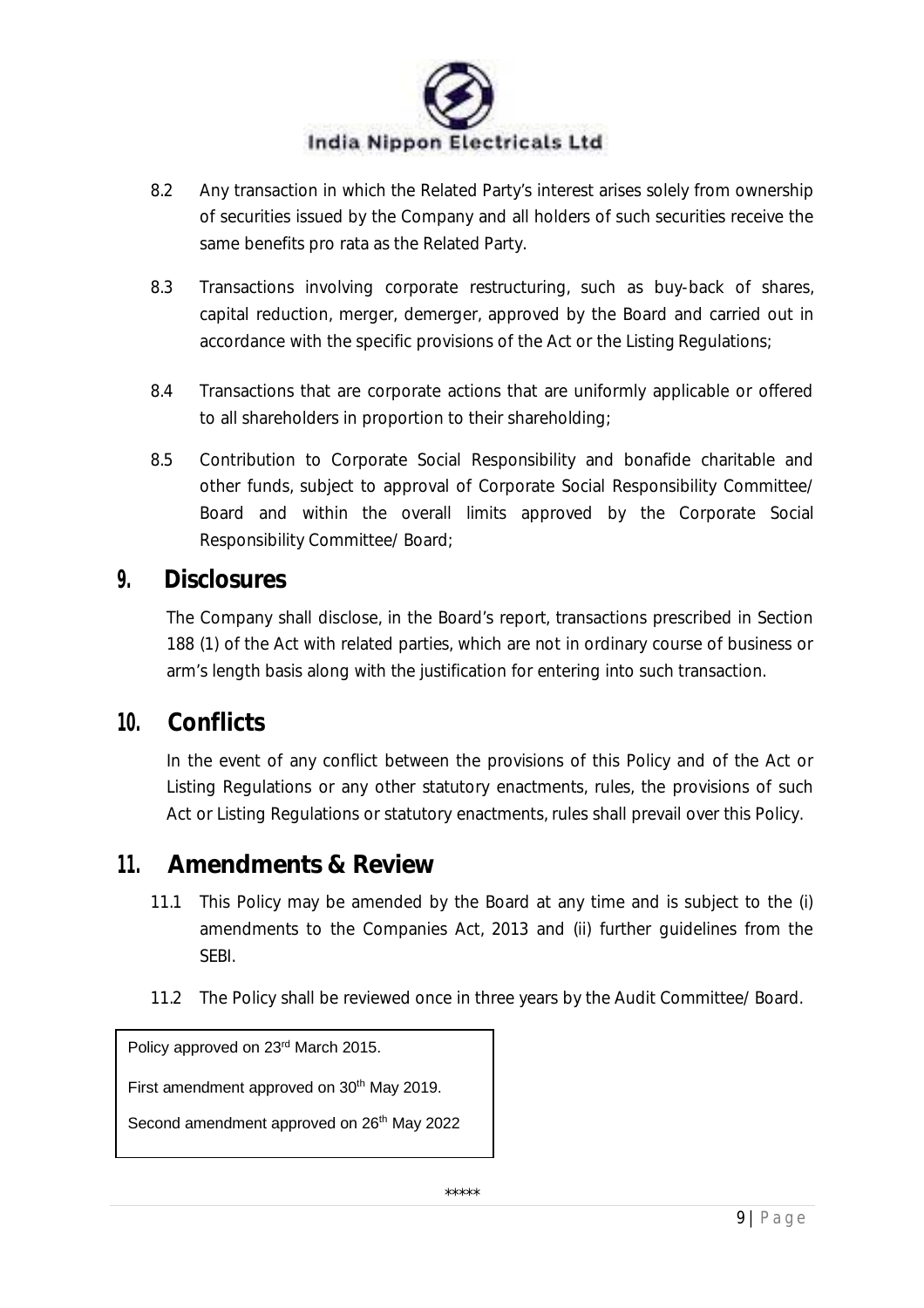8.2 Any transaction in which the Related Party's interest arises solely from ownership of securities issued by the Company and all holders of such securities receive the same benefits pro rata as the Related Party.

8.3 Transactions involving corporate restructuring, such as buy-back of shares, capital reduction, merger, demerger, approved by the Board and carried out in accordance with the specific provisions of the Act or the Listing Regulations;

8.4 Transactions that are corporate actions that are uniformly applicable or offered to all shareholders in proportion to their shareholding;

8.5 Contribution to Corporate Social Responsibility and bonafide charitable and other funds, subject to approval of Corporate Social Responsibility Committee/ Board and within the overall limits approved by the Corporate Social Responsibility Committee/ Board;

## 9. Disclosures

The Company shall disclose, in the Board's report, transactions prescribed in Section 188 (1) of the Act with related parties, which are not in ordinary course of business or arm's length basis along with the justification for entering into such transaction.

## 10. Conflicts

In the event of any conflict between the provisions of this Policy and of the Act or Listing Regulations or any other statutory enactments, rules, the provisions of such Act or Listing Regulations or statutory enactments, rules shall prevail over this Policy.

## 11. Amendments & Review

11.1 This Policy may be amended by the Board at any time and is subject to the (i) amendments to the Companies Act, 2013 and (ii) further guidelines from the SEBI.

11.2 The Policy shall be reviewed once in three years by the Audit Committee/ Board.

Policy approved on 23rd March 2015.

First amendment approved on 30th May 2019.

Second amendment approved on 26th May 2022

*****